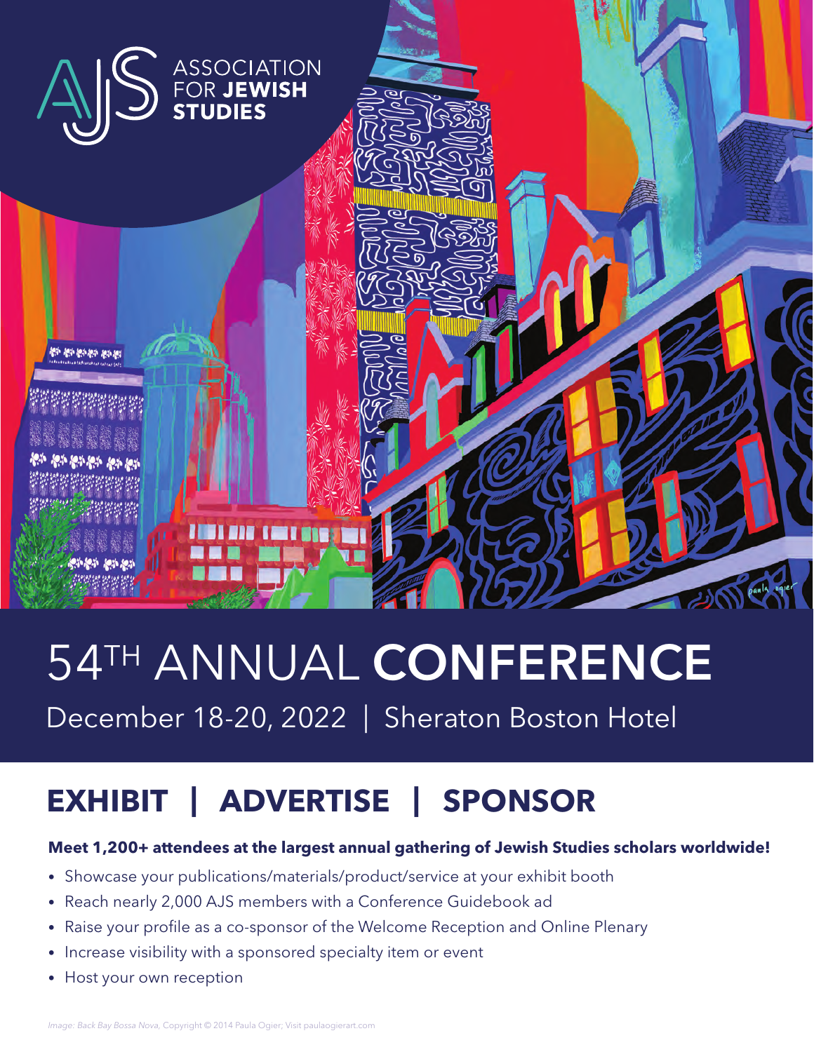ASSOCIATION FOR **JEWISH STUDIES**

# 54TH ANNUAL **CONFERENCE**

December 18-20, 2022 | Sheraton Boston Hotel

## EXHIBIT | ADVERTISE | SPONSOR

**Meet 1,200+ attendees at the largest annual gathering of Jewish Studies scholars worldwide!**

- Showcase your publications/materials/product/service at your exhibit booth
- Reach nearly 2,000 AJS members with a Conference Guidebook ad
- Raise your profile as a co-sponsor of the Welcome Reception and Online Plenary
- Increase visibility with a sponsored specialty item or event
- Host your own reception

*Image: Back Bay Bossa Nova,* Copyright © 2014 Paula Ogier; Visit paulaogierart.com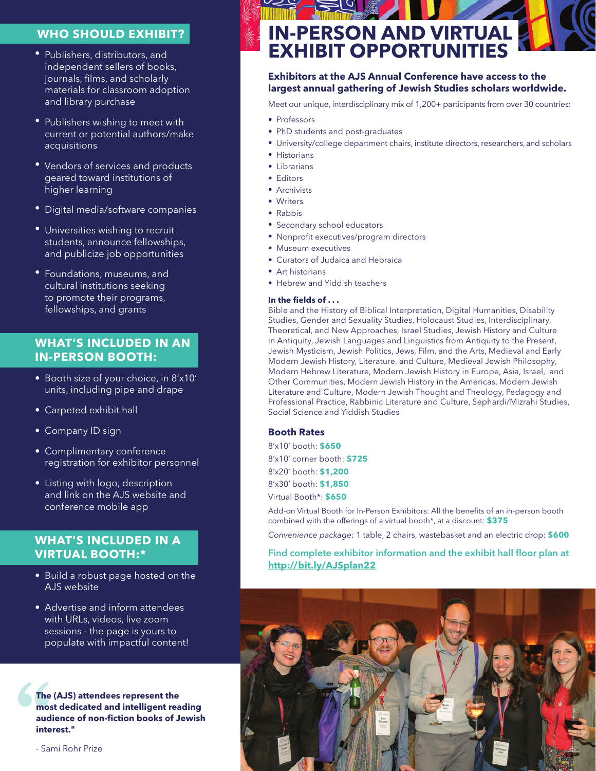## WHO SHOULD EXHIBIT?

- Publishers, distributors, and independent sellers of books, journals, films, and scholarly materials for classroom adoption and library purchase
- Publishers wishing to meet with current or potential authors/make acquisitions
- Vendors of services and products geared toward institutions of higher learning
- Digital media/software companies
- Universities wishing to recruit students, announce fellowships, and publicize job opportunities
- Foundations, museums, and cultural institutions seeking to promote their programs, fellowships, and grants

## WHAT'S INCLUDED IN AN IN-PERSON BOOTH:

- Booth size of your choice, in 8'x10' units, including pipe and drape
- Carpeted exhibit hall
- Company ID sign
- Complimentary conference registration for exhibitor personnel
- Listing with logo, description and link on the AJS website and conference mobile app

## WHAT'S INCLUDED IN A VIRTUAL BOOTH:*

- Build a robust page hosted on the AJS website
- Advertise and inform attendees with URLs, videos, live zoom sessions - the page is yours to populate with impactful content!

> **"The (AJS) attendees represent the most dedicated and intelligent reading audience of non-fiction books of Jewish interest."**
>
> \- Sami Rohr Prize

# IN-PERSON AND VIRTUAL EXHIBIT OPPORTUNITIES

**Exhibitors at the AJS Annual Conference have access to the largest annual gathering of Jewish Studies scholars worldwide.**

Meet our unique, interdisciplinary mix of 1,200+ participants from over 30 countries:

- Professors
- PhD students and post-graduates
- University/college department chairs, institute directors, researchers, and scholars
- Historians
- Librarians
- Editors
- Archivists
- Writers
- Rabbis
- Secondary school educators
- Nonprofit executives/program directors
- Museum executives
- Curators of Judaica and Hebraica
- Art historians
- Hebrew and Yiddish teachers

**In the fields of . . .**
Bible and the History of Biblical Interpretation, Digital Humanities, Disability Studies, Gender and Sexuality Studies, Holocaust Studies, Interdisciplinary, Theoretical, and New Approaches, Israel Studies, Jewish History and Culture in Antiquity, Jewish Languages and Linguistics from Antiquity to the Present, Jewish Mysticism, Jewish Politics, Jews, Film, and the Arts, Medieval and Early Modern Jewish History, Literature, and Culture, Medieval Jewish Philosophy, Modern Hebrew Literature, Modern Jewish History in Europe, Asia, Israel, and Other Communities, Modern Jewish History in the Americas, Modern Jewish Literature and Culture, Modern Jewish Thought and Theology, Pedagogy and Professional Practice, Rabbinic Literature and Culture, Sephardi/Mizrahi Studies, Social Science and Yiddish Studies

### Booth Rates

8'x10' booth: **$650**
8'x10' corner booth: **$725**
8'x20' booth: **$1,200**
8'x30' booth: **$1,850**
Virtual Booth*: **$650**

Add-on Virtual Booth for In-Person Exhibitors: All the benefits of an in-person booth combined with the offerings of a virtual booth*, at a discount: **$375**

*Convenience package:* 1 table, 2 chairs, wastebasket and an electric drop: **$600**

**Find complete exhibitor information and the exhibit hall floor plan at http://bit.ly/AJSplan22**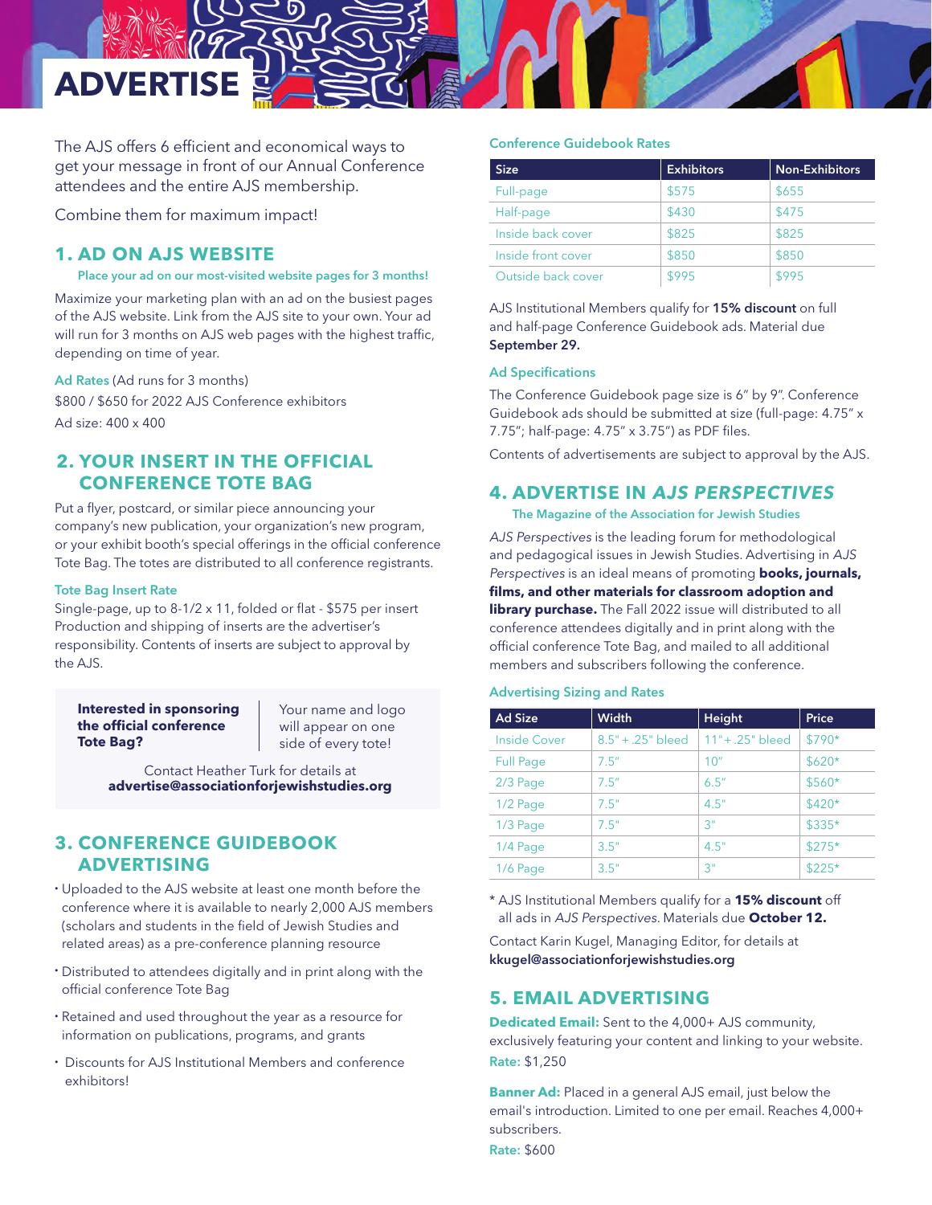# ADVERTISE

The AJS offers 6 efficient and economical ways to get your message in front of our Annual Conference attendees and the entire AJS membership.

Combine them for maximum impact!

## 1. AD ON AJS WEBSITE

**Place your ad on our most-visited website pages for 3 months!**

Maximize your marketing plan with an ad on the busiest pages of the AJS website. Link from the AJS site to your own. Your ad will run for 3 months on AJS web pages with the highest traffic, depending on time of year.

Ad Rates (Ad runs for 3 months)
$800 / $650 for 2022 AJS Conference exhibitors
Ad size: 400 x 400

## 2. YOUR INSERT IN THE OFFICIAL CONFERENCE TOTE BAG

Put a flyer, postcard, or similar piece announcing your company's new publication, your organization's new program, or your exhibit booth's special offerings in the official conference Tote Bag. The totes are distributed to all conference registrants.

### Tote Bag Insert Rate

Single-page, up to 8-1/2 x 11, folded or flat - $575 per insert
Production and shipping of inserts are the advertiser's responsibility. Contents of inserts are subject to approval by the AJS.

**Interested in sponsoring the official conference Tote Bag?** Your name and logo will appear on one side of every tote!

Contact Heather Turk for details at
**advertise@associationforjewishstudies.org**

## 3. CONFERENCE GUIDEBOOK ADVERTISING

- Uploaded to the AJS website at least one month before the conference where it is available to nearly 2,000 AJS members (scholars and students in the field of Jewish Studies and related areas) as a pre-conference planning resource
- Distributed to attendees digitally and in print along with the official conference Tote Bag
- Retained and used throughout the year as a resource for information on publications, programs, and grants
- Discounts for AJS Institutional Members and conference exhibitors!

### Conference Guidebook Rates

| Size | Exhibitors | Non-Exhibitors |
|---|---|---|
| Full-page | $575 | $655 |
| Half-page | $430 | $475 |
| Inside back cover | $825 | $825 |
| Inside front cover | $850 | $850 |
| Outside back cover | $995 | $995 |

AJS Institutional Members qualify for **15% discount** on full and half-page Conference Guidebook ads. Material due **September 29.**

### Ad Specifications

The Conference Guidebook page size is 6" by 9". Conference Guidebook ads should be submitted at size (full-page: 4.75" x 7.75"; half-page: 4.75" x 3.75") as PDF files.

Contents of advertisements are subject to approval by the AJS.

## 4. ADVERTISE IN *AJS PERSPECTIVES*

**The Magazine of the Association for Jewish Studies**

*AJS Perspectives* is the leading forum for methodological and pedagogical issues in Jewish Studies. Advertising in *AJS Perspectives* is an ideal means of promoting **books, journals, films, and other materials for classroom adoption and library purchase.** The Fall 2022 issue will distributed to all conference attendees digitally and in print along with the official conference Tote Bag, and mailed to all additional members and subscribers following the conference.

### Advertising Sizing and Rates

| Ad Size | Width | Height | Price |
|---|---|---|---|
| Inside Cover | 8.5" + .25" bleed | 11"+ .25" bleed | $790* |
| Full Page | 7.5" | 10" | $620* |
| 2/3 Page | 7.5" | 6.5" | $560* |
| 1/2 Page | 7.5" | 4.5" | $420* |
| 1/3 Page | 7.5" | 3" | $335* |
| 1/4 Page | 3.5" | 4.5" | $275* |
| 1/6 Page | 3.5" | 3" | $225* |

* AJS Institutional Members qualify for a **15% discount** off all ads in *AJS Perspectives*. Materials due **October 12.**

Contact Karin Kugel, Managing Editor, for details at
**kkugel@associationforjewishstudies.org**

## 5. EMAIL ADVERTISING

**Dedicated Email:** Sent to the 4,000+ AJS community, exclusively featuring your content and linking to your website.
**Rate:** $1,250

**Banner Ad:** Placed in a general AJS email, just below the email's introduction. Limited to one per email. Reaches 4,000+ subscribers.
**Rate:** $600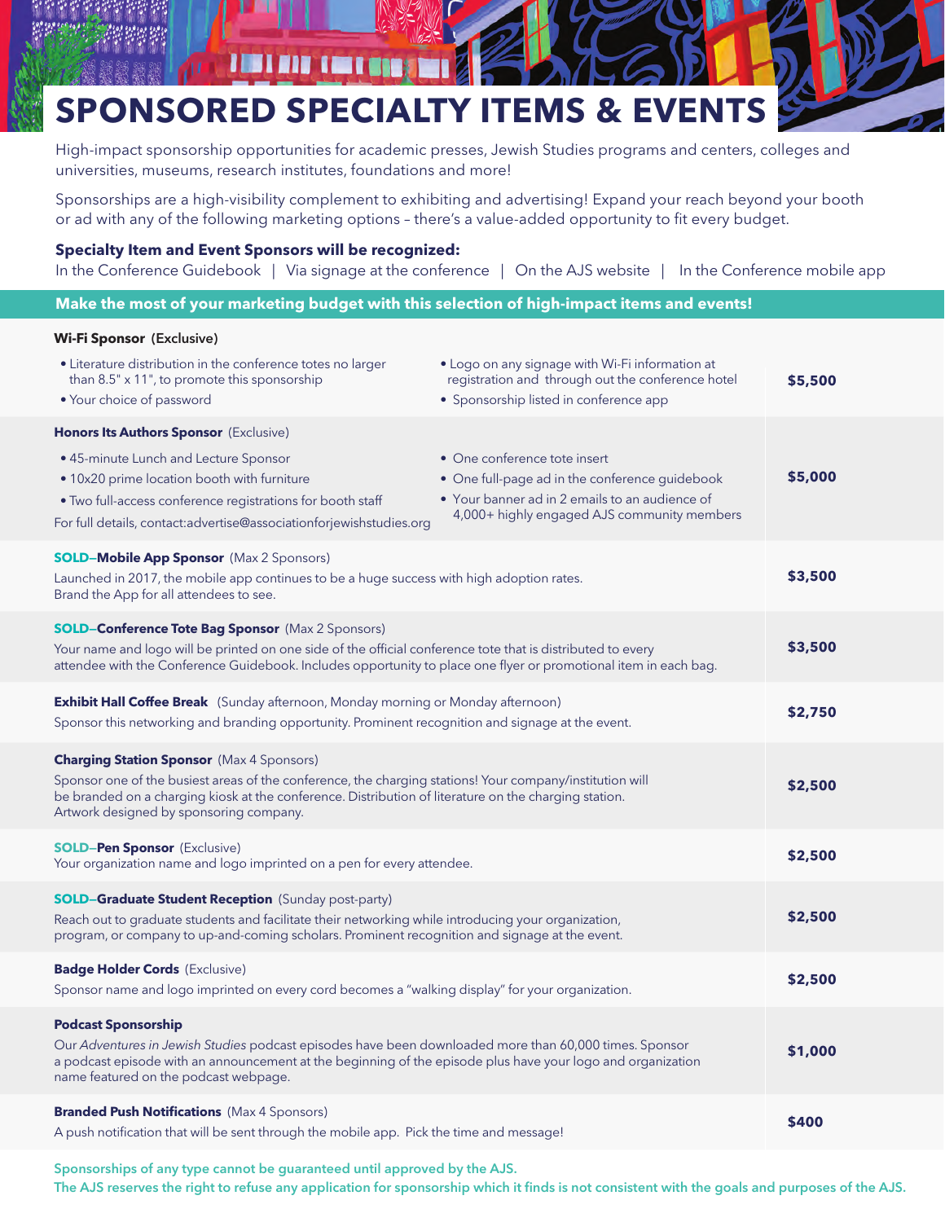# SPONSORED SPECIALTY ITEMS & EVENTS

High-impact sponsorship opportunities for academic presses, Jewish Studies programs and centers, colleges and universities, museums, research institutes, foundations and more!

Sponsorships are a high-visibility complement to exhibiting and advertising! Expand your reach beyond your booth or ad with any of the following marketing options – there's a value-added opportunity to fit every budget.

**Specialty Item and Event Sponsors will be recognized:**
In the Conference Guidebook | Via signage at the conference | On the AJS website | In the Conference mobile app

**Make the most of your marketing budget with this selection of high-impact items and events!**

| Item | Price |
| --- | --- |
| **Wi-Fi Sponsor** (Exclusive)<br>• Literature distribution in the conference totes no larger than 8.5" x 11", to promote this sponsorship<br>• Your choice of password<br>• Logo on any signage with Wi-Fi information at registration and through out the conference hotel<br>• Sponsorship listed in conference app | **$5,500** |
| **Honors Its Authors Sponsor** (Exclusive)<br>• 45-minute Lunch and Lecture Sponsor<br>• 10x20 prime location booth with furniture<br>• Two full-access conference registrations for booth staff<br>• One conference tote insert<br>• One full-page ad in the conference guidebook<br>• Your banner ad in 2 emails to an audience of 4,000+ highly engaged AJS community members<br>For full details, contact:advertise@associationforjewishstudies.org | **$5,000** |
| **SOLD–Mobile App Sponsor** (Max 2 Sponsors)<br>Launched in 2017, the mobile app continues to be a huge success with high adoption rates. Brand the App for all attendees to see. | **$3,500** |
| **SOLD–Conference Tote Bag Sponsor** (Max 2 Sponsors)<br>Your name and logo will be printed on one side of the official conference tote that is distributed to every attendee with the Conference Guidebook. Includes opportunity to place one flyer or promotional item in each bag. | **$3,500** |
| **Exhibit Hall Coffee Break** (Sunday afternoon, Monday morning or Monday afternoon)<br>Sponsor this networking and branding opportunity. Prominent recognition and signage at the event. | **$2,750** |
| **Charging Station Sponsor** (Max 4 Sponsors)<br>Sponsor one of the busiest areas of the conference, the charging stations! Your company/institution will be branded on a charging kiosk at the conference. Distribution of literature on the charging station. Artwork designed by sponsoring company. | **$2,500** |
| **SOLD–Pen Sponsor** (Exclusive)<br>Your organization name and logo imprinted on a pen for every attendee. | **$2,500** |
| **SOLD–Graduate Student Reception** (Sunday post-party)<br>Reach out to graduate students and facilitate their networking while introducing your organization, program, or company to up-and-coming scholars. Prominent recognition and signage at the event. | **$2,500** |
| **Badge Holder Cords** (Exclusive)<br>Sponsor name and logo imprinted on every cord becomes a "walking display" for your organization. | **$2,500** |
| **Podcast Sponsorship**<br>Our *Adventures in Jewish Studies* podcast episodes have been downloaded more than 60,000 times. Sponsor a podcast episode with an announcement at the beginning of the episode plus have your logo and organization name featured on the podcast webpage. | **$1,000** |
| **Branded Push Notifications** (Max 4 Sponsors)<br>A push notification that will be sent through the mobile app. Pick the time and message! | **$400** |

**Sponsorships of any type cannot be guaranteed until approved by the AJS.**
**The AJS reserves the right to refuse any application for sponsorship which it finds is not consistent with the goals and purposes of the AJS.**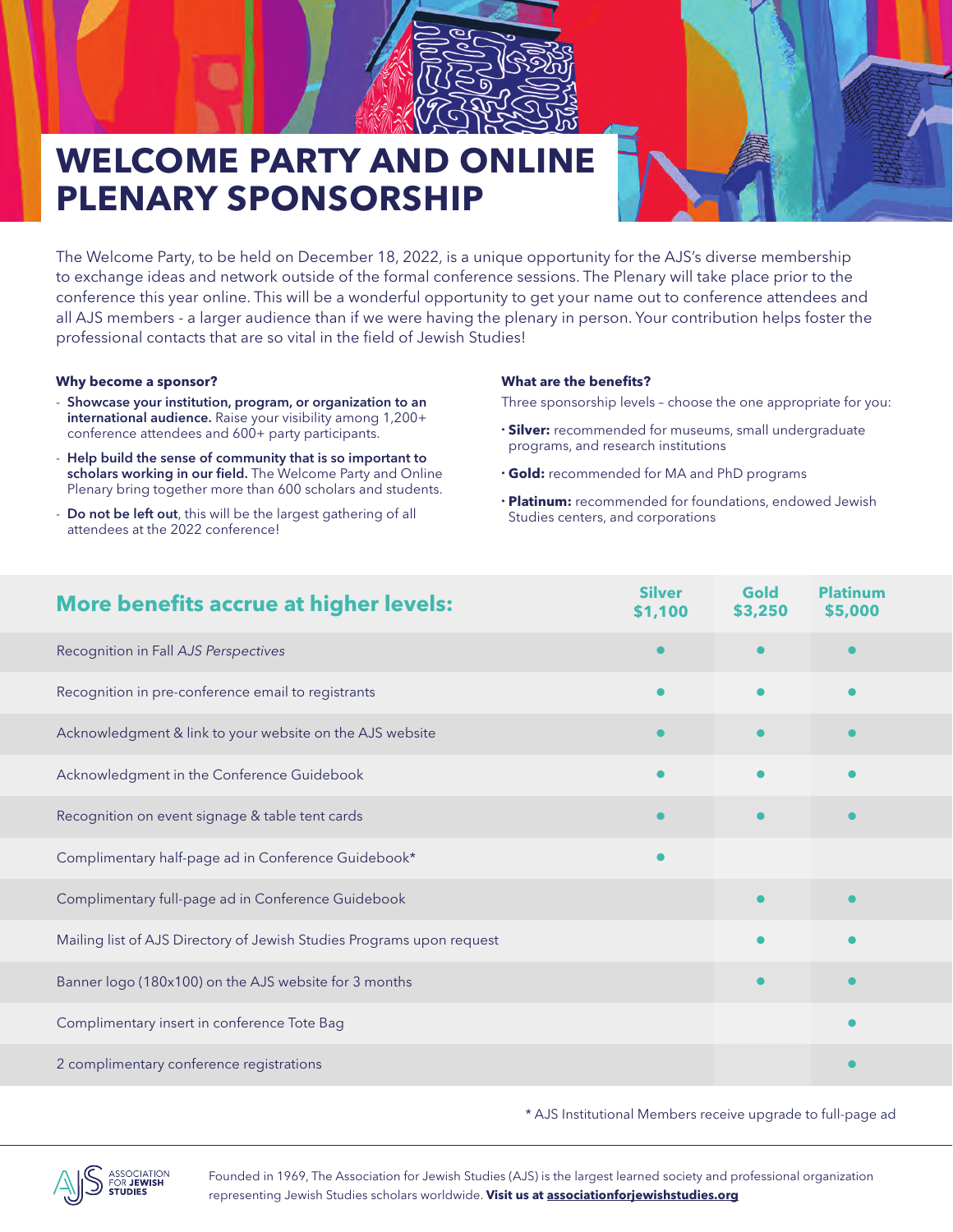# WELCOME PARTY AND ONLINE PLENARY SPONSORSHIP

The Welcome Party, to be held on December 18, 2022, is a unique opportunity for the AJS's diverse membership to exchange ideas and network outside of the formal conference sessions. The Plenary will take place prior to the conference this year online. This will be a wonderful opportunity to get your name out to conference attendees and all AJS members - a larger audience than if we were having the plenary in person. Your contribution helps foster the professional contacts that are so vital in the field of Jewish Studies!

**Why become a sponsor?**

- **Showcase your institution, program, or organization to an international audience.** Raise your visibility among 1,200+ conference attendees and 600+ party participants.
- **Help build the sense of community that is so important to scholars working in our field.** The Welcome Party and Online Plenary bring together more than 600 scholars and students.
- **Do not be left out**, this will be the largest gathering of all attendees at the 2022 conference!

**What are the benefits?**

Three sponsorship levels – choose the one appropriate for you:

- **Silver:** recommended for museums, small undergraduate programs, and research institutions
- **Gold:** recommended for MA and PhD programs
- **Platinum:** recommended for foundations, endowed Jewish Studies centers, and corporations

| More benefits accrue at higher levels: | Silver $1,100 | Gold $3,250 | Platinum $5,000 |
|---|---|---|---|
| Recognition in Fall *AJS Perspectives* | ● | ● | ● |
| Recognition in pre-conference email to registrants | ● | ● | ● |
| Acknowledgment & link to your website on the AJS website | ● | ● | ● |
| Acknowledgment in the Conference Guidebook | ● | ● | ● |
| Recognition on event signage & table tent cards | ● | ● | ● |
| Complimentary half-page ad in Conference Guidebook* | ● | | |
| Complimentary full-page ad in Conference Guidebook | | ● | ● |
| Mailing list of AJS Directory of Jewish Studies Programs upon request | | ● | ● |
| Banner logo (180x100) on the AJS website for 3 months | | ● | ● |
| Complimentary insert in conference Tote Bag | | | ● |
| 2 complimentary conference registrations | | | ● |

* AJS Institutional Members receive upgrade to full-page ad

Founded in 1969, The Association for Jewish Studies (AJS) is the largest learned society and professional organization representing Jewish Studies scholars worldwide. **Visit us at associationforjewishstudies.org**